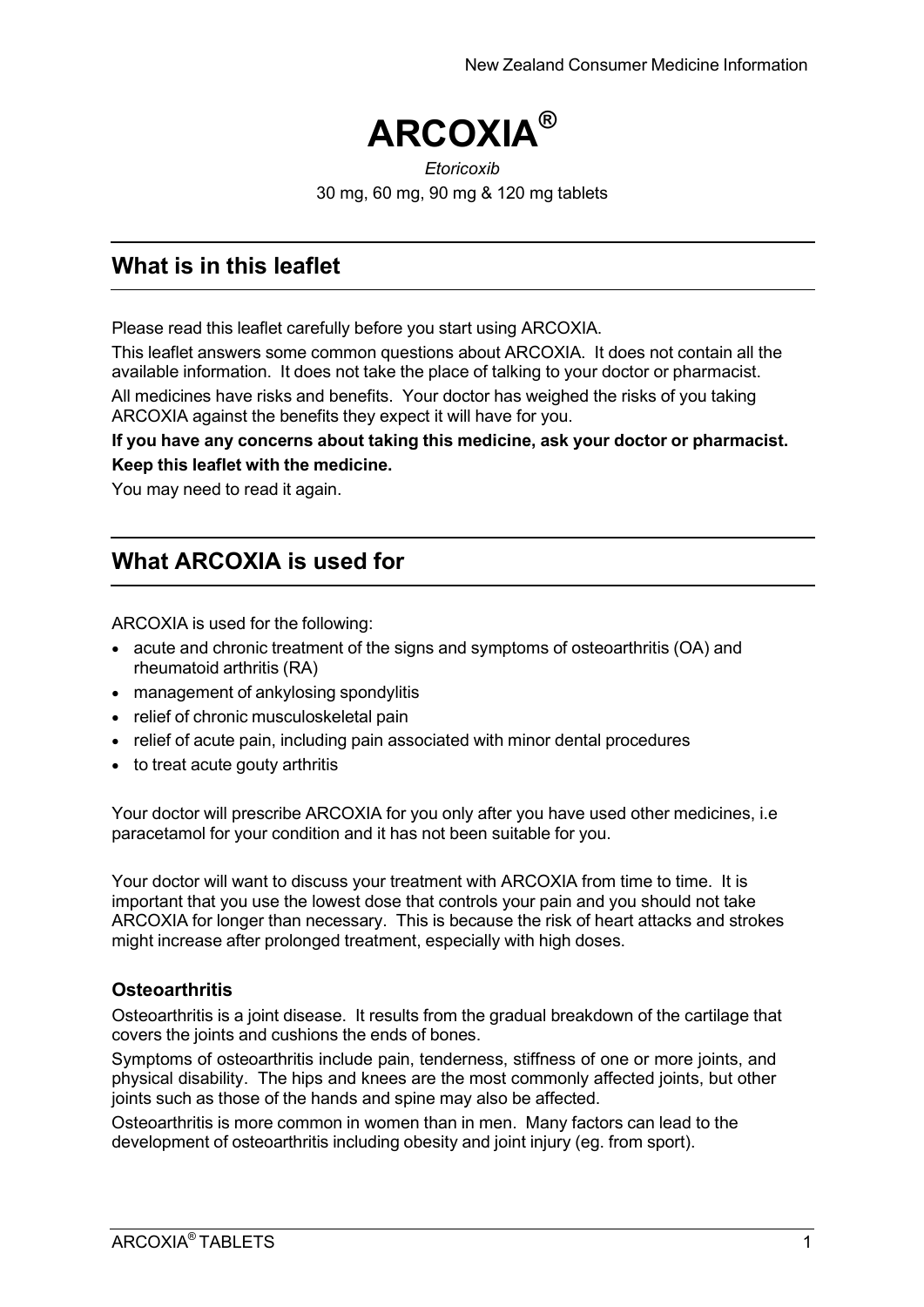# ARCOXIA®

*Etoricoxib*

30 mg, 60 mg, 90 mg & 120 mg tablets

## What is in this leaflet

Please read this leaflet carefully before you start using ARCOXIA.

This leaflet answers some common questions about ARCOXIA. It does not contain all the available information. It does not take the place of talking to your doctor or pharmacist.

All medicines have risks and benefits. Your doctor has weighed the risks of you taking ARCOXIA against the benefits they expect it will have for you.

**If you have any concerns about taking this medicine, ask your doctor or pharmacist.**

**Keep this leaflet with the medicine.**

You may need to read it again.

## What ARCOXIA is used for

ARCOXIA is used for the following:

- acute and chronic treatment of the signs and symptoms of osteoarthritis (OA) and rheumatoid arthritis (RA)
- management of ankylosing spondylitis
- relief of chronic musculoskeletal pain
- relief of acute pain, including pain associated with minor dental procedures
- to treat acute gouty arthritis

Your doctor will prescribe ARCOXIA for you only after you have used other medicines, i.e paracetamol for your condition and it has not been suitable for you.

Your doctor will want to discuss your treatment with ARCOXIA from time to time. It is important that you use the lowest dose that controls your pain and you should not take ARCOXIA for longer than necessary. This is because the risk of heart attacks and strokes might increase after prolonged treatment, especially with high doses.

### Osteoarthritis

Osteoarthritis is a joint disease. It results from the gradual breakdown of the cartilage that covers the joints and cushions the ends of bones.

Symptoms of osteoarthritis include pain, tenderness, stiffness of one or more joints, and physical disability. The hips and knees are the most commonly affected joints, but other joints such as those of the hands and spine may also be affected.

Osteoarthritis is more common in women than in men. Many factors can lead to the development of osteoarthritis including obesity and joint injury (eg. from sport).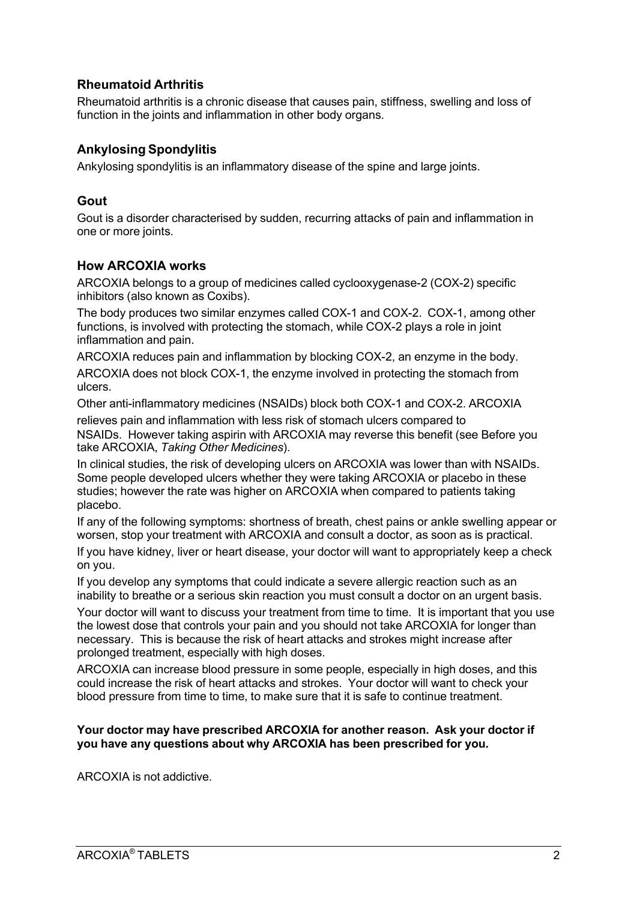### Rheumatoid Arthritis

Rheumatoid arthritis is a chronic disease that causes pain, stiffness, swelling and loss of function in the joints and inflammation in other body organs.

### Ankylosing Spondylitis

Ankylosing spondylitis is an inflammatory disease of the spine and large joints.

### Gout

Gout is a disorder characterised by sudden, recurring attacks of pain and inflammation in one or more joints.

### How ARCOXIA works

ARCOXIA belongs to a group of medicines called cyclooxygenase-2 (COX-2) specific inhibitors (also known as Coxibs).

The body produces two similar enzymes called COX-1 and COX-2. COX-1, among other functions, is involved with protecting the stomach, while COX-2 plays a role in joint inflammation and pain.

ARCOXIA reduces pain and inflammation by blocking COX-2, an enzyme in the body.

ARCOXIA does not block COX-1, the enzyme involved in protecting the stomach from ulcers.

Other anti-inflammatory medicines (NSAIDs) block both COX-1 and COX-2. ARCOXIA relieves pain and inflammation with less risk of stomach ulcers compared to NSAIDs. However taking aspirin with ARCOXIA may reverse this benefit (see Before you take ARCOXIA, *Taking Other Medicines*).

In clinical studies, the risk of developing ulcers on ARCOXIA was lower than with NSAIDs. Some people developed ulcers whether they were taking ARCOXIA or placebo in these studies; however the rate was higher on ARCOXIA when compared to patients taking placebo.

If any of the following symptoms: shortness of breath, chest pains or ankle swelling appear or worsen, stop your treatment with ARCOXIA and consult a doctor, as soon as is practical.

If you have kidney, liver or heart disease, your doctor will want to appropriately keep a check on you.

If you develop any symptoms that could indicate a severe allergic reaction such as an inability to breathe or a serious skin reaction you must consult a doctor on an urgent basis.

Your doctor will want to discuss your treatment from time to time. It is important that you use the lowest dose that controls your pain and you should not take ARCOXIA for longer than necessary. This is because the risk of heart attacks and strokes might increase after prolonged treatment, especially with high doses.

ARCOXIA can increase blood pressure in some people, especially in high doses, and this could increase the risk of heart attacks and strokes. Your doctor will want to check your blood pressure from time to time, to make sure that it is safe to continue treatment.

**Your doctor may have prescribed ARCOXIA for another reason. Ask your doctor if you have any questions about why ARCOXIA has been prescribed for you.**

ARCOXIA is not addictive.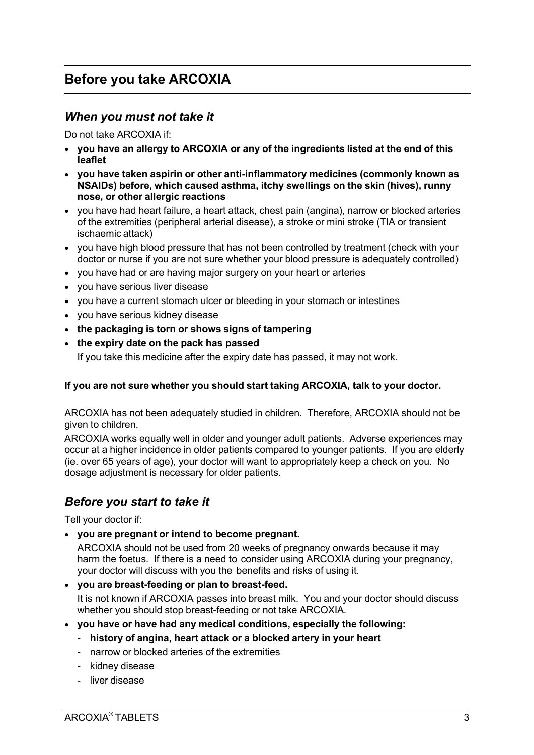## Before you take ARCOXIA

### *When you must not take it*

Do not take ARCOXIA if:

- **you have an allergy to ARCOXIA or any of the ingredients listed at the end of this leaflet**
- **you have taken aspirin or other anti-inflammatory medicines (commonly known as NSAIDs) before, which caused asthma, itchy swellings on the skin (hives), runny nose, or other allergic reactions**
- you have had heart failure, a heart attack, chest pain (angina), narrow or blocked arteries of the extremities (peripheral arterial disease), a stroke or mini stroke (TIA or transient ischaemic attack)
- you have high blood pressure that has not been controlled by treatment (check with your doctor or nurse if you are not sure whether your blood pressure is adequately controlled)
- you have had or are having major surgery on your heart or arteries
- you have serious liver disease
- you have a current stomach ulcer or bleeding in your stomach or intestines
- you have serious kidney disease
- **the packaging is torn or shows signs of tampering**
- **the expiry date on the pack has passed**

  If you take this medicine after the expiry date has passed, it may not work.

**If you are not sure whether you should start taking ARCOXIA, talk to your doctor.**

ARCOXIA has not been adequately studied in children. Therefore, ARCOXIA should not be given to children.

ARCOXIA works equally well in older and younger adult patients. Adverse experiences may occur at a higher incidence in older patients compared to younger patients. If you are elderly (ie. over 65 years of age), your doctor will want to appropriately keep a check on you. No dosage adjustment is necessary for older patients.

### *Before you start to take it*

Tell your doctor if:

- **you are pregnant or intend to become pregnant.**

  ARCOXIA should not be used from 20 weeks of pregnancy onwards because it may harm the foetus. If there is a need to consider using ARCOXIA during your pregnancy, your doctor will discuss with you the benefits and risks of using it.

- **you are breast-feeding or plan to breast-feed.**

  It is not known if ARCOXIA passes into breast milk. You and your doctor should discuss whether you should stop breast-feeding or not take ARCOXIA.

- **you have or have had any medical conditions, especially the following:**
  - **history of angina, heart attack or a blocked artery in your heart**
  - narrow or blocked arteries of the extremities
  - kidney disease
  - liver disease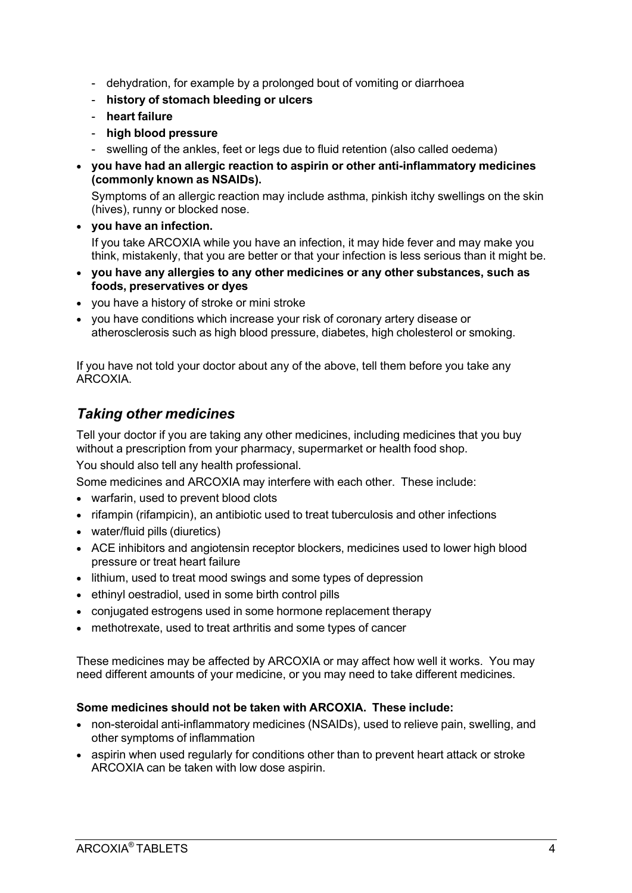- dehydration, for example by a prolonged bout of vomiting or diarrhoea
  - **history of stomach bleeding or ulcers**
  - **heart failure**
  - **high blood pressure**
  - swelling of the ankles, feet or legs due to fluid retention (also called oedema)
- **you have had an allergic reaction to aspirin or other anti-inflammatory medicines (commonly known as NSAIDs).**

  Symptoms of an allergic reaction may include asthma, pinkish itchy swellings on the skin (hives), runny or blocked nose.
- **you have an infection.**

  If you take ARCOXIA while you have an infection, it may hide fever and may make you think, mistakenly, that you are better or that your infection is less serious than it might be.
- **you have any allergies to any other medicines or any other substances, such as foods, preservatives or dyes**
- you have a history of stroke or mini stroke
- you have conditions which increase your risk of coronary artery disease or atherosclerosis such as high blood pressure, diabetes, high cholesterol or smoking.

If you have not told your doctor about any of the above, tell them before you take any ARCOXIA.

## *Taking other medicines*

Tell your doctor if you are taking any other medicines, including medicines that you buy without a prescription from your pharmacy, supermarket or health food shop.

You should also tell any health professional.

Some medicines and ARCOXIA may interfere with each other. These include:

- warfarin, used to prevent blood clots
- rifampin (rifampicin), an antibiotic used to treat tuberculosis and other infections
- water/fluid pills (diuretics)
- ACE inhibitors and angiotensin receptor blockers, medicines used to lower high blood pressure or treat heart failure
- lithium, used to treat mood swings and some types of depression
- ethinyl oestradiol, used in some birth control pills
- conjugated estrogens used in some hormone replacement therapy
- methotrexate, used to treat arthritis and some types of cancer

These medicines may be affected by ARCOXIA or may affect how well it works. You may need different amounts of your medicine, or you may need to take different medicines.

**Some medicines should not be taken with ARCOXIA. These include:**

- non-steroidal anti-inflammatory medicines (NSAIDs), used to relieve pain, swelling, and other symptoms of inflammation
- aspirin when used regularly for conditions other than to prevent heart attack or stroke ARCOXIA can be taken with low dose aspirin.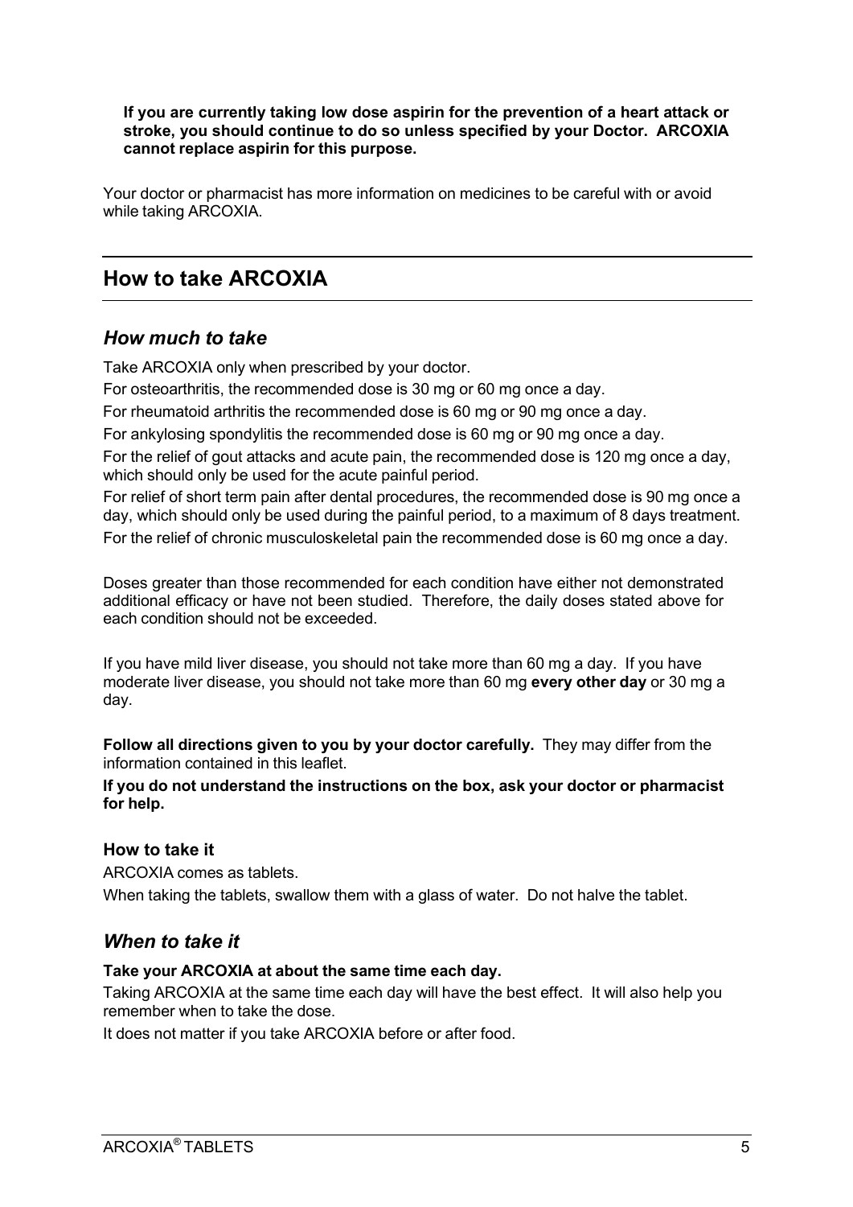**If you are currently taking low dose aspirin for the prevention of a heart attack or stroke, you should continue to do so unless specified by your Doctor. ARCOXIA cannot replace aspirin for this purpose.**

Your doctor or pharmacist has more information on medicines to be careful with or avoid while taking ARCOXIA.

## How to take ARCOXIA

### *How much to take*

Take ARCOXIA only when prescribed by your doctor.

For osteoarthritis, the recommended dose is 30 mg or 60 mg once a day.

For rheumatoid arthritis the recommended dose is 60 mg or 90 mg once a day.

For ankylosing spondylitis the recommended dose is 60 mg or 90 mg once a day.

For the relief of gout attacks and acute pain, the recommended dose is 120 mg once a day, which should only be used for the acute painful period.

For relief of short term pain after dental procedures, the recommended dose is 90 mg once a day, which should only be used during the painful period, to a maximum of 8 days treatment.

For the relief of chronic musculoskeletal pain the recommended dose is 60 mg once a day.

Doses greater than those recommended for each condition have either not demonstrated additional efficacy or have not been studied. Therefore, the daily doses stated above for each condition should not be exceeded.

If you have mild liver disease, you should not take more than 60 mg a day. If you have moderate liver disease, you should not take more than 60 mg **every other day** or 30 mg a day.

**Follow all directions given to you by your doctor carefully.** They may differ from the information contained in this leaflet.

**If you do not understand the instructions on the box, ask your doctor or pharmacist for help.**

#### How to take it

ARCOXIA comes as tablets.

When taking the tablets, swallow them with a glass of water. Do not halve the tablet.

### *When to take it*

**Take your ARCOXIA at about the same time each day.**

Taking ARCOXIA at the same time each day will have the best effect. It will also help you remember when to take the dose.

It does not matter if you take ARCOXIA before or after food.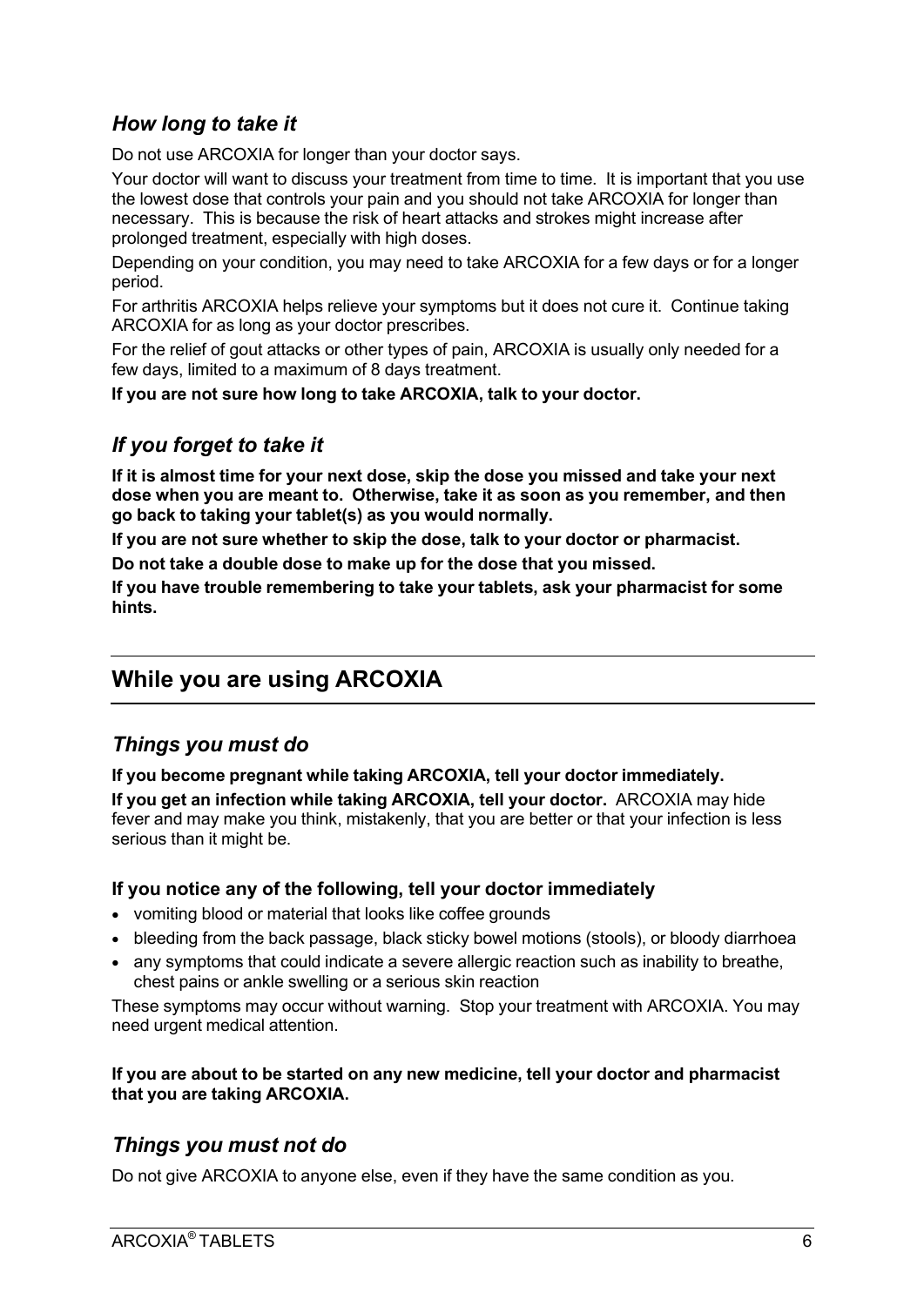### *How long to take it*

Do not use ARCOXIA for longer than your doctor says.

Your doctor will want to discuss your treatment from time to time. It is important that you use the lowest dose that controls your pain and you should not take ARCOXIA for longer than necessary. This is because the risk of heart attacks and strokes might increase after prolonged treatment, especially with high doses.

Depending on your condition, you may need to take ARCOXIA for a few days or for a longer period.

For arthritis ARCOXIA helps relieve your symptoms but it does not cure it. Continue taking ARCOXIA for as long as your doctor prescribes.

For the relief of gout attacks or other types of pain, ARCOXIA is usually only needed for a few days, limited to a maximum of 8 days treatment.

**If you are not sure how long to take ARCOXIA, talk to your doctor.**

### *If you forget to take it*

**If it is almost time for your next dose, skip the dose you missed and take your next dose when you are meant to. Otherwise, take it as soon as you remember, and then go back to taking your tablet(s) as you would normally.**

**If you are not sure whether to skip the dose, talk to your doctor or pharmacist.**

**Do not take a double dose to make up for the dose that you missed.**

**If you have trouble remembering to take your tablets, ask your pharmacist for some hints.**

## While you are using ARCOXIA

### *Things you must do*

**If you become pregnant while taking ARCOXIA, tell your doctor immediately.**

**If you get an infection while taking ARCOXIA, tell your doctor.** ARCOXIA may hide fever and may make you think, mistakenly, that you are better or that your infection is less serious than it might be.

#### If you notice any of the following, tell your doctor immediately

- vomiting blood or material that looks like coffee grounds
- bleeding from the back passage, black sticky bowel motions (stools), or bloody diarrhoea
- any symptoms that could indicate a severe allergic reaction such as inability to breathe, chest pains or ankle swelling or a serious skin reaction

These symptoms may occur without warning. Stop your treatment with ARCOXIA. You may need urgent medical attention.

**If you are about to be started on any new medicine, tell your doctor and pharmacist that you are taking ARCOXIA.**

### *Things you must not do*

Do not give ARCOXIA to anyone else, even if they have the same condition as you.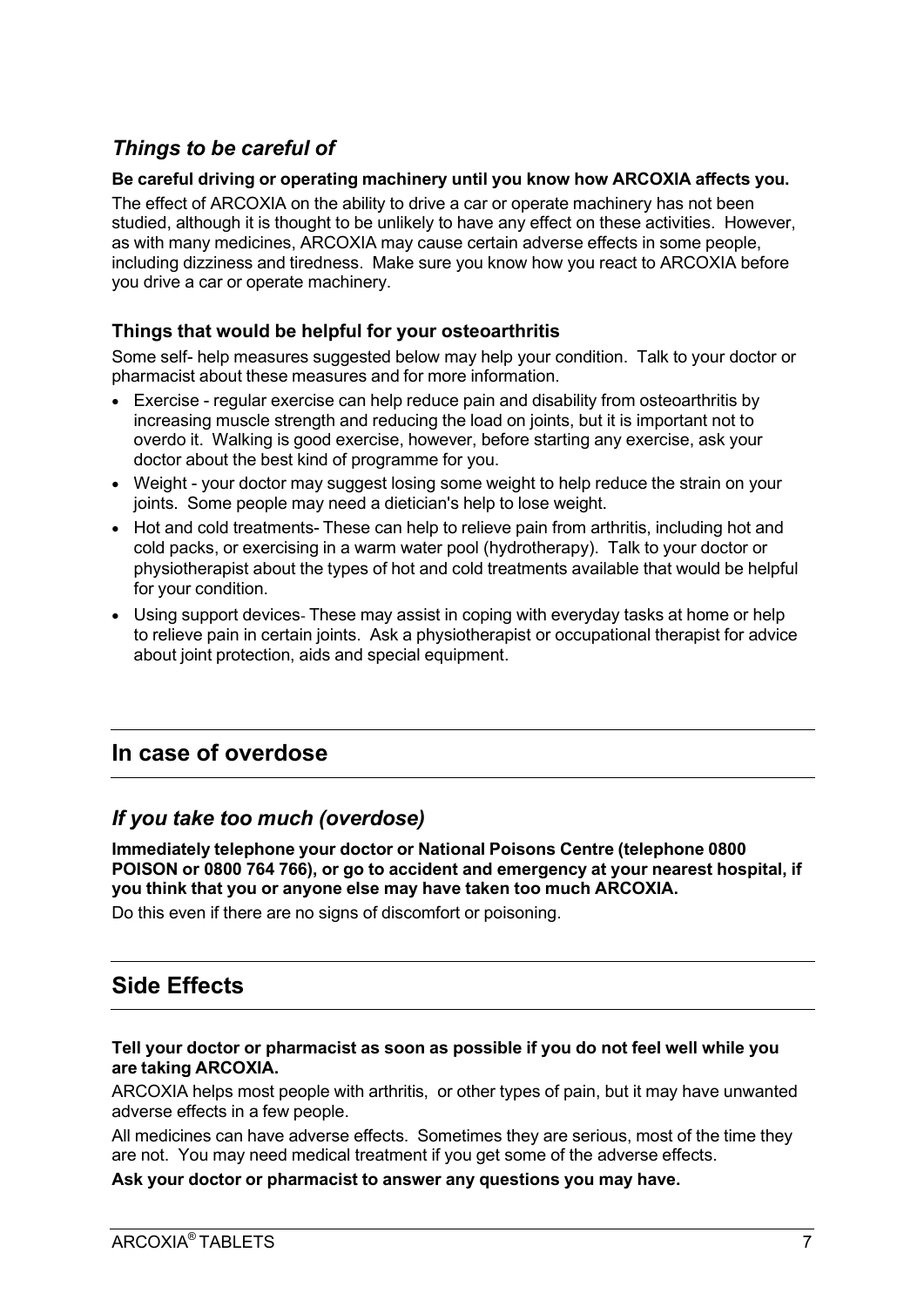### *Things to be careful of*

**Be careful driving or operating machinery until you know how ARCOXIA affects you.**

The effect of ARCOXIA on the ability to drive a car or operate machinery has not been studied, although it is thought to be unlikely to have any effect on these activities. However, as with many medicines, ARCOXIA may cause certain adverse effects in some people, including dizziness and tiredness. Make sure you know how you react to ARCOXIA before you drive a car or operate machinery.

#### Things that would be helpful for your osteoarthritis

Some self- help measures suggested below may help your condition. Talk to your doctor or pharmacist about these measures and for more information.

- Exercise - regular exercise can help reduce pain and disability from osteoarthritis by increasing muscle strength and reducing the load on joints, but it is important not to overdo it. Walking is good exercise, however, before starting any exercise, ask your doctor about the best kind of programme for you.
- Weight - your doctor may suggest losing some weight to help reduce the strain on your joints. Some people may need a dietician's help to lose weight.
- Hot and cold treatments- These can help to relieve pain from arthritis, including hot and cold packs, or exercising in a warm water pool (hydrotherapy). Talk to your doctor or physiotherapist about the types of hot and cold treatments available that would be helpful for your condition.
- Using support devices- These may assist in coping with everyday tasks at home or help to relieve pain in certain joints. Ask a physiotherapist or occupational therapist for advice about joint protection, aids and special equipment.

## In case of overdose

### *If you take too much (overdose)*

**Immediately telephone your doctor or National Poisons Centre (telephone 0800 POISON or 0800 764 766), or go to accident and emergency at your nearest hospital, if you think that you or anyone else may have taken too much ARCOXIA.**

Do this even if there are no signs of discomfort or poisoning.

## Side Effects

**Tell your doctor or pharmacist as soon as possible if you do not feel well while you are taking ARCOXIA.**

ARCOXIA helps most people with arthritis, or other types of pain, but it may have unwanted adverse effects in a few people.

All medicines can have adverse effects. Sometimes they are serious, most of the time they are not. You may need medical treatment if you get some of the adverse effects.

**Ask your doctor or pharmacist to answer any questions you may have.**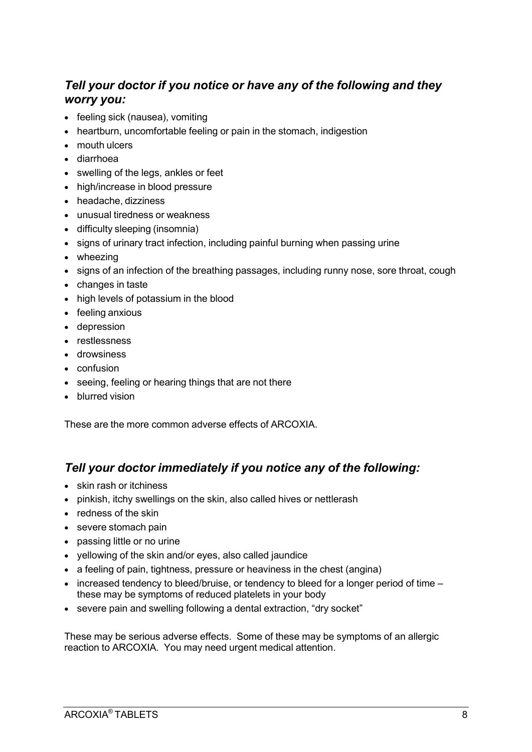### *Tell your doctor if you notice or have any of the following and they worry you:*

- feeling sick (nausea), vomiting
- heartburn, uncomfortable feeling or pain in the stomach, indigestion
- mouth ulcers
- diarrhoea
- swelling of the legs, ankles or feet
- high/increase in blood pressure
- headache, dizziness
- unusual tiredness or weakness
- difficulty sleeping (insomnia)
- signs of urinary tract infection, including painful burning when passing urine
- wheezing
- signs of an infection of the breathing passages, including runny nose, sore throat, cough
- changes in taste
- high levels of potassium in the blood
- feeling anxious
- depression
- restlessness
- drowsiness
- confusion
- seeing, feeling or hearing things that are not there
- blurred vision

These are the more common adverse effects of ARCOXIA.

### *Tell your doctor immediately if you notice any of the following:*

- skin rash or itchiness
- pinkish, itchy swellings on the skin, also called hives or nettlerash
- redness of the skin
- severe stomach pain
- passing little or no urine
- yellowing of the skin and/or eyes, also called jaundice
- a feeling of pain, tightness, pressure or heaviness in the chest (angina)
- increased tendency to bleed/bruise, or tendency to bleed for a longer period of time – these may be symptoms of reduced platelets in your body
- severe pain and swelling following a dental extraction, "dry socket"

These may be serious adverse effects. Some of these may be symptoms of an allergic reaction to ARCOXIA. You may need urgent medical attention.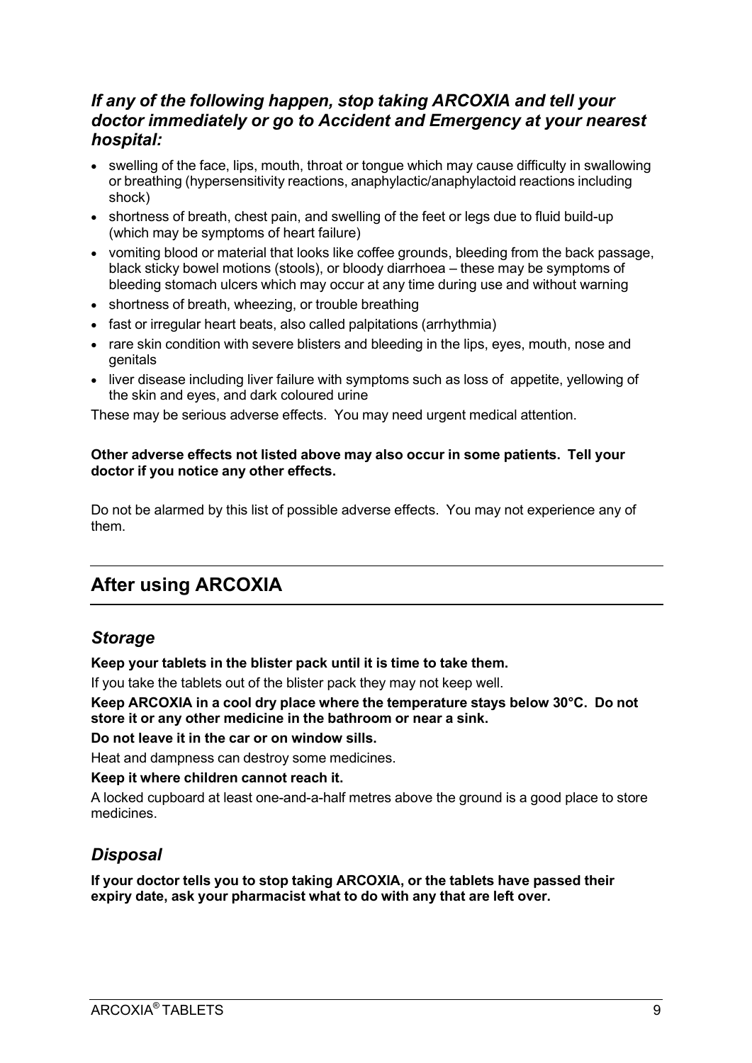### *If any of the following happen, stop taking ARCOXIA and tell your doctor immediately or go to Accident and Emergency at your nearest hospital:*

- swelling of the face, lips, mouth, throat or tongue which may cause difficulty in swallowing or breathing (hypersensitivity reactions, anaphylactic/anaphylactoid reactions including shock)
- shortness of breath, chest pain, and swelling of the feet or legs due to fluid build-up (which may be symptoms of heart failure)
- vomiting blood or material that looks like coffee grounds, bleeding from the back passage, black sticky bowel motions (stools), or bloody diarrhoea – these may be symptoms of bleeding stomach ulcers which may occur at any time during use and without warning
- shortness of breath, wheezing, or trouble breathing
- fast or irregular heart beats, also called palpitations (arrhythmia)
- rare skin condition with severe blisters and bleeding in the lips, eyes, mouth, nose and genitals
- liver disease including liver failure with symptoms such as loss of appetite, yellowing of the skin and eyes, and dark coloured urine

These may be serious adverse effects. You may need urgent medical attention.

**Other adverse effects not listed above may also occur in some patients. Tell your doctor if you notice any other effects.**

Do not be alarmed by this list of possible adverse effects. You may not experience any of them.

## After using ARCOXIA

### *Storage*

**Keep your tablets in the blister pack until it is time to take them.**

If you take the tablets out of the blister pack they may not keep well.

**Keep ARCOXIA in a cool dry place where the temperature stays below 30°C. Do not store it or any other medicine in the bathroom or near a sink.**

**Do not leave it in the car or on window sills.**

Heat and dampness can destroy some medicines.

**Keep it where children cannot reach it.**

A locked cupboard at least one-and-a-half metres above the ground is a good place to store medicines.

### *Disposal*

**If your doctor tells you to stop taking ARCOXIA, or the tablets have passed their expiry date, ask your pharmacist what to do with any that are left over.**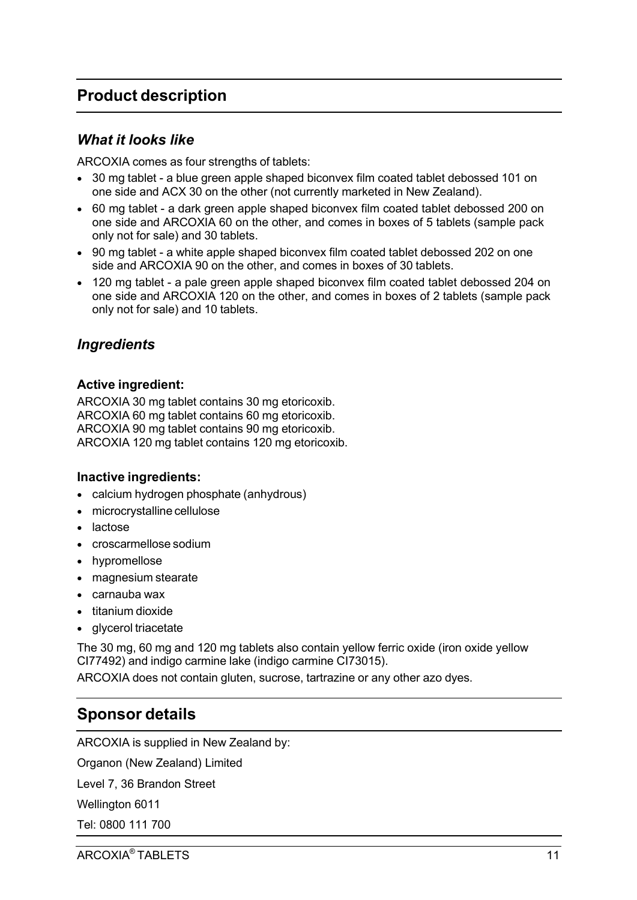## Product description

### *What it looks like*

ARCOXIA comes as four strengths of tablets:

- 30 mg tablet - a blue green apple shaped biconvex film coated tablet debossed 101 on one side and ACX 30 on the other (not currently marketed in New Zealand).
- 60 mg tablet - a dark green apple shaped biconvex film coated tablet debossed 200 on one side and ARCOXIA 60 on the other, and comes in boxes of 5 tablets (sample pack only not for sale) and 30 tablets.
- 90 mg tablet - a white apple shaped biconvex film coated tablet debossed 202 on one side and ARCOXIA 90 on the other, and comes in boxes of 30 tablets.
- 120 mg tablet - a pale green apple shaped biconvex film coated tablet debossed 204 on one side and ARCOXIA 120 on the other, and comes in boxes of 2 tablets (sample pack only not for sale) and 10 tablets.

### *Ingredients*

**Active ingredient:**

ARCOXIA 30 mg tablet contains 30 mg etoricoxib.
ARCOXIA 60 mg tablet contains 60 mg etoricoxib.
ARCOXIA 90 mg tablet contains 90 mg etoricoxib.
ARCOXIA 120 mg tablet contains 120 mg etoricoxib.

**Inactive ingredients:**

- calcium hydrogen phosphate (anhydrous)
- microcrystalline cellulose
- lactose
- croscarmellose sodium
- hypromellose
- magnesium stearate
- carnauba wax
- titanium dioxide
- glycerol triacetate

The 30 mg, 60 mg and 120 mg tablets also contain yellow ferric oxide (iron oxide yellow CI77492) and indigo carmine lake (indigo carmine CI73015).

ARCOXIA does not contain gluten, sucrose, tartrazine or any other azo dyes.

## Sponsor details

ARCOXIA is supplied in New Zealand by:

Organon (New Zealand) Limited

Level 7, 36 Brandon Street

Wellington 6011

Tel: 0800 111 700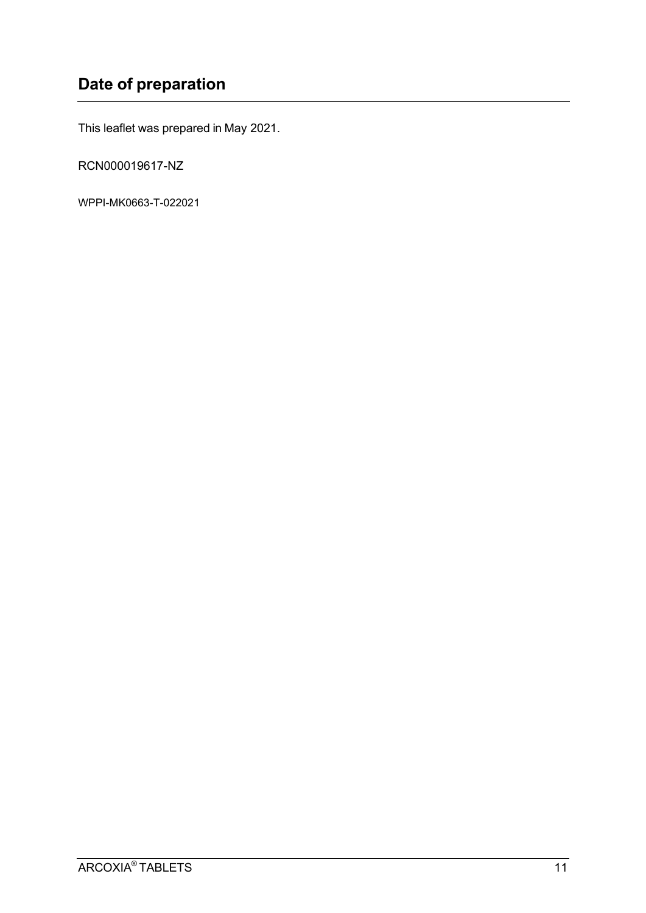## Date of preparation

This leaflet was prepared in May 2021.

RCN000019617-NZ

WPPI-MK0663-T-022021